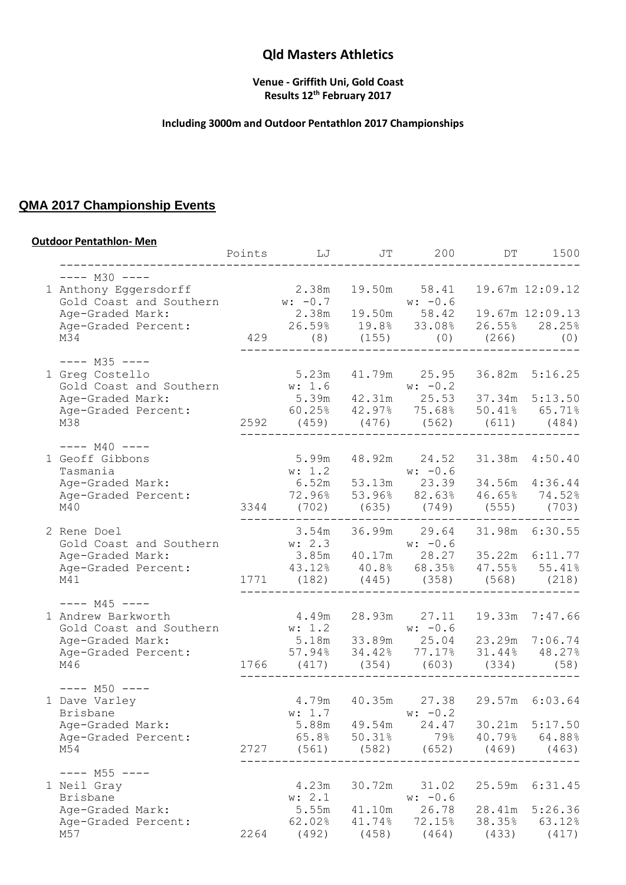# Qld Masters Athletics

**Venue - Griffith Uni, Gold Coast**
**Results 12th February 2017**

**Including 3000m and Outdoor Pentathlon 2017 Championships**

## QMA 2017 Championship Events

**Outdoor Pentathlon- Men**

```
                             Points      LJ      JT      200       DT     1500
-------------------------------------------------------------------------------
  ---- M30 ----
1 Anthony Eggersdorff                 2.38m  19.50m   58.41   19.67m 12:09.12
  Gold Coast and Southern            w: -0.7          w: -0.6
  Age-Graded Mark:                    2.38m  19.50m   58.42   19.67m 12:09.13
  Age-Graded Percent:                26.59%   19.8%  33.08%   26.55%   28.25%
  M34                          429      (8)   (155)     (0)    (266)      (0)
                                -----------------------------------------------
  ---- M35 ----
1 Greg Costello                       5.23m  41.79m   25.95   36.82m  5:16.25
  Gold Coast and Southern            w: 1.6           w: -0.2
  Age-Graded Mark:                    5.39m  42.31m   25.53   37.34m  5:13.50
  Age-Graded Percent:                60.25%  42.97%  75.68%   50.41%   65.71%
  M38                         2592    (459)   (476)   (562)    (611)    (484)
                                -----------------------------------------------
  ---- M40 ----
1 Geoff Gibbons                       5.99m  48.92m   24.52   31.38m  4:50.40
  Tasmania                           w: 1.2           w: -0.6
  Age-Graded Mark:                    6.52m  53.13m   23.39   34.56m  4:36.44
  Age-Graded Percent:                72.96%  53.96%  82.63%   46.65%   74.52%
  M40                         3344    (702)   (635)   (749)    (555)    (703)
                                -----------------------------------------------
2 Rene Doel                           3.54m  36.99m   29.64   31.98m  6:30.55
  Gold Coast and Southern            w: 2.3           w: -0.6
  Age-Graded Mark:                    3.85m  40.17m   28.27   35.22m  6:11.77
  Age-Graded Percent:                43.12%   40.8%  68.35%   47.55%   55.41%
  M41                         1771    (182)   (445)   (358)    (568)    (218)
                                -----------------------------------------------
  ---- M45 ----
1 Andrew Barkworth                    4.49m  28.93m   27.11   19.33m  7:47.66
  Gold Coast and Southern            w: 1.2           w: -0.6
  Age-Graded Mark:                    5.18m  33.89m   25.04   23.29m  7:06.74
  Age-Graded Percent:                57.94%  34.42%  77.17%   31.44%   48.27%
  M46                         1766    (417)   (354)   (603)    (334)     (58)
                                -----------------------------------------------
  ---- M50 ----
1 Dave Varley                         4.79m  40.35m   27.38   29.57m  6:03.64
  Brisbane                           w: 1.7           w: -0.2
  Age-Graded Mark:                    5.88m  49.54m   24.47   30.21m  5:17.50
  Age-Graded Percent:                 65.8%  50.31%     79%   40.79%   64.88%
  M54                         2727    (561)   (582)   (652)    (469)    (463)
                                -----------------------------------------------
  ---- M55 ----
1 Neil Gray                           4.23m  30.72m   31.02   25.59m  6:31.45
  Brisbane                           w: 2.1           w: -0.6
  Age-Graded Mark:                    5.55m  41.10m   26.78   28.41m  5:26.36
  Age-Graded Percent:                62.02%  41.74%  72.15%   38.35%   63.12%
  M57                         2264    (492)   (458)   (464)    (433)    (417)
```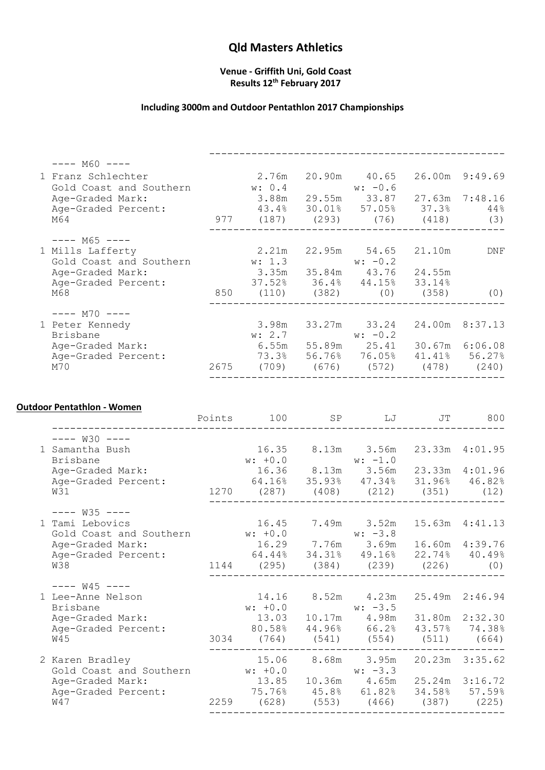# Qld Masters Athletics

**Venue - Griffith Uni, Gold Coast**
**Results 12th February 2017**

**Including 3000m and Outdoor Pentathlon 2017 Championships**

```
 ---- M60 ----
 1 Franz Schlechter             2.76m   20.90m   40.65    26.00m  9:49.69
   Gold Coast and Southern      w: 0.4           w: -0.6
   Age-Graded Mark:             3.88m   29.55m   33.87    27.63m  7:48.16
   Age-Graded Percent:          43.4%   30.01%   57.05%   37.3%      44%
   M64                    977   (187)    (293)    (76)    (418)      (3)
 -------------------------------------------------------------------------
 ---- M65 ----
 1 Mills Lafferty               2.21m   22.95m   54.65    21.10m     DNF
   Gold Coast and Southern      w: 1.3           w: -0.2
   Age-Graded Mark:             3.35m   35.84m   43.76    24.55m
   Age-Graded Percent:          37.52%  36.4%    44.15%   33.14%
   M68                    850   (110)    (382)     (0)    (358)      (0)
 -------------------------------------------------------------------------
 ---- M70 ----
 1 Peter Kennedy                3.98m   33.27m   33.24    24.00m  8:37.13
   Brisbane                     w: 2.7           w: -0.2
   Age-Graded Mark:             6.55m   55.89m   25.41    30.67m  6:06.08
   Age-Graded Percent:          73.3%   56.76%   76.05%   41.41%  56.27%
   M70                   2675   (709)    (676)    (572)    (478)   (240)
 -------------------------------------------------------------------------
```

**Outdoor Pentathlon - Women**

```
                        Points    100       SP       LJ       JT      800
 -------------------------------------------------------------------------
 ---- W30 ----
 1 Samantha Bush                16.35    8.13m    3.56m   23.33m  4:01.95
   Brisbane                     w: +0.0           w: -1.0
   Age-Graded Mark:             16.36    8.13m    3.56m   23.33m  4:01.96
   Age-Graded Percent:          64.16%   35.93%   47.34%  31.96%  46.82%
   W31                   1270   (287)    (408)    (212)    (351)    (12)
 -------------------------------------------------------------------------
 ---- W35 ----
 1 Tami Lebovics                16.45    7.49m    3.52m   15.63m  4:41.13
   Gold Coast and Southern      w: +0.0           w: -3.8
   Age-Graded Mark:             16.29    7.76m    3.69m   16.60m  4:39.76
   Age-Graded Percent:          64.44%   34.31%   49.16%  22.74%  40.49%
   W38                   1144   (295)    (384)    (239)    (226)     (0)
 -------------------------------------------------------------------------
 ---- W45 ----
 1 Lee-Anne Nelson              14.16    8.52m    4.23m   25.49m  2:46.94
   Brisbane                     w: +0.0           w: -3.5
   Age-Graded Mark:             13.03   10.17m    4.98m   31.80m  2:32.30
   Age-Graded Percent:          80.58%   44.96%   66.2%   43.57%  74.38%
   W45                   3034   (764)    (541)    (554)    (511)   (664)
 -------------------------------------------------------------------------
 2 Karen Bradley                15.06    8.68m    3.95m   20.23m  3:35.62
   Gold Coast and Southern      w: +0.0           w: -3.3
   Age-Graded Mark:             13.85   10.36m    4.65m   25.24m  3:16.72
   Age-Graded Percent:          75.76%   45.8%    61.82%  34.58%  57.59%
   W47                   2259   (628)    (553)    (466)    (387)   (225)
 -------------------------------------------------------------------------
```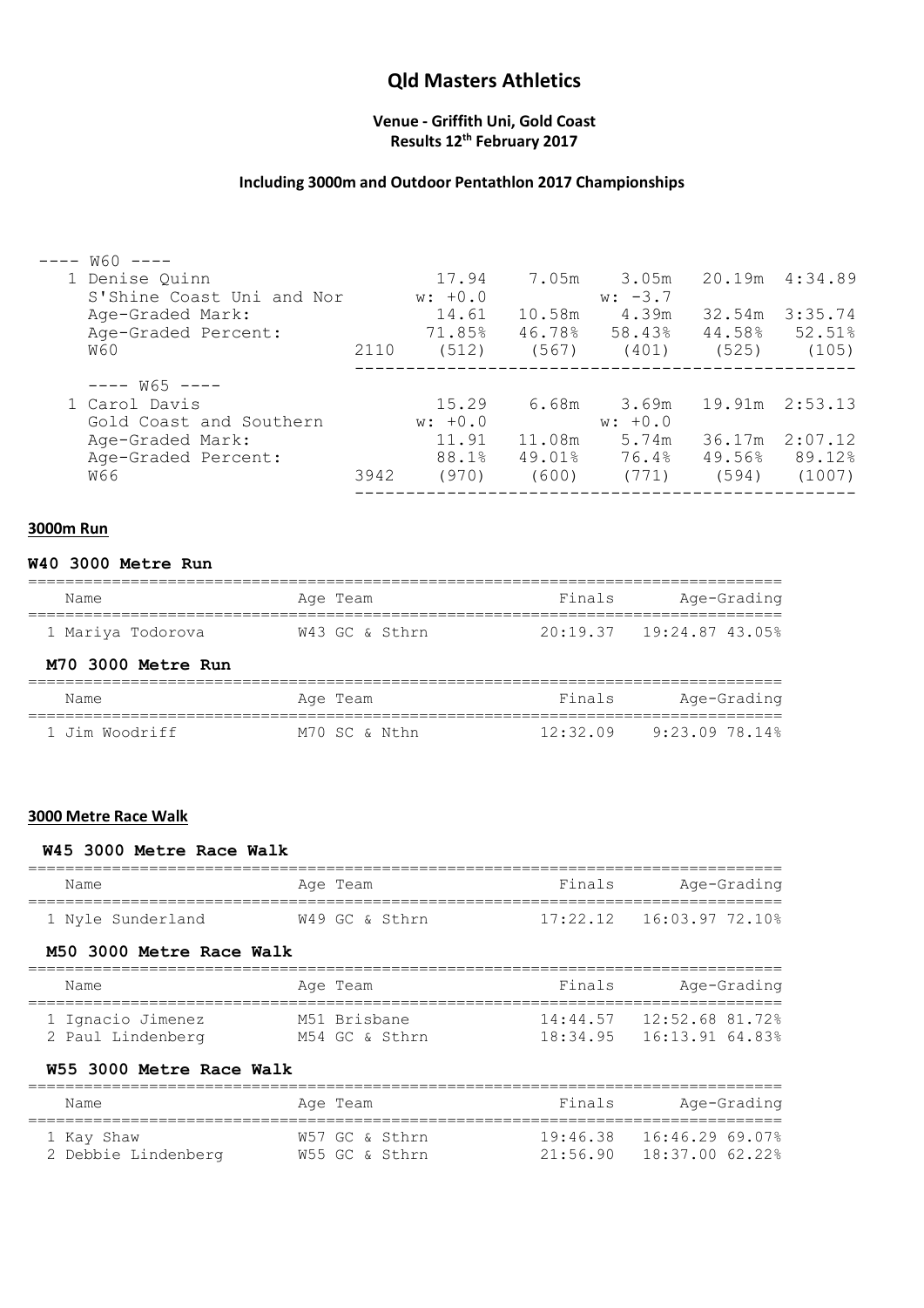# Qld Masters Athletics

**Venue - Griffith Uni, Gold Coast**
**Results 12th February 2017**

**Including 3000m and Outdoor Pentathlon 2017 Championships**

---- W60 ----

| | Points | | | | | |
|---|---|---|---|---|---|---|
| 1 Denise Quinn | | 17.94 | 7.05m | 3.05m | 20.19m | 4:34.89 |
| S'Shine Coast Uni and Nor | | w: +0.0 | | w: -3.7 | | |
| Age-Graded Mark: | | 14.61 | 10.58m | 4.39m | 32.54m | 3:35.74 |
| Age-Graded Percent: | | 71.85% | 46.78% | 58.43% | 44.58% | 52.51% |
| W60 | 2110 | (512) | (567) | (401) | (525) | (105) |

---- W65 ----

| | Points | | | | | |
|---|---|---|---|---|---|---|
| 1 Carol Davis | | 15.29 | 6.68m | 3.69m | 19.91m | 2:53.13 |
| Gold Coast and Southern | | w: +0.0 | | w: +0.0 | | |
| Age-Graded Mark: | | 11.91 | 11.08m | 5.74m | 36.17m | 2:07.12 |
| Age-Graded Percent: | | 88.1% | 49.01% | 76.4% | 49.56% | 89.12% |
| W66 | 3942 | (970) | (600) | (771) | (594) | (1007) |

## 3000m Run

### W40 3000 Metre Run

| Name | Age | Team | Finals | Age-Grading |
|---|---|---|---|---|
| 1 Mariya Todorova | W43 | GC & Sthrn | 20:19.37 | 19:24.87 43.05% |

### M70 3000 Metre Run

| Name | Age | Team | Finals | Age-Grading |
|---|---|---|---|---|
| 1 Jim Woodriff | M70 | SC & Nthn | 12:32.09 | 9:23.09 78.14% |

## 3000 Metre Race Walk

### W45 3000 Metre Race Walk

| Name | Age | Team | Finals | Age-Grading |
|---|---|---|---|---|
| 1 Nyle Sunderland | W49 | GC & Sthrn | 17:22.12 | 16:03.97 72.10% |

### M50 3000 Metre Race Walk

| Name | Age | Team | Finals | Age-Grading |
|---|---|---|---|---|
| 1 Ignacio Jimenez | M51 | Brisbane | 14:44.57 | 12:52.68 81.72% |
| 2 Paul Lindenberg | M54 | GC & Sthrn | 18:34.95 | 16:13.91 64.83% |

### W55 3000 Metre Race Walk

| Name | Age | Team | Finals | Age-Grading |
|---|---|---|---|---|
| 1 Kay Shaw | W57 | GC & Sthrn | 19:46.38 | 16:46.29 69.07% |
| 2 Debbie Lindenberg | W55 | GC & Sthrn | 21:56.90 | 18:37.00 62.22% |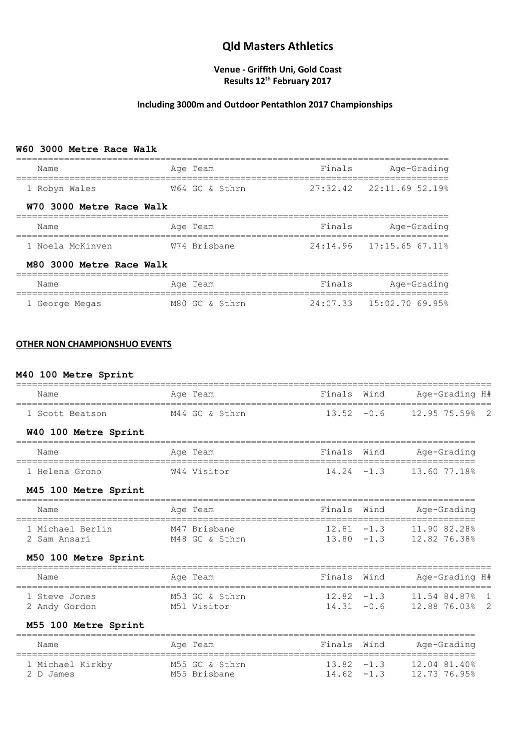# Qld Masters Athletics

**Venue - Griffith Uni, Gold Coast**
**Results 12th February 2017**

**Including 3000m and Outdoor Pentathlon 2017 Championships**

### W60 3000 Metre Race Walk

| Name | Age | Team | Finals | Age-Grading |
|---|---|---|---|---|
| 1 Robyn Wales | W64 | GC & Sthrn | 27:32.42 | 22:11.69 52.19% |

### W70 3000 Metre Race Walk

| Name | Age | Team | Finals | Age-Grading |
|---|---|---|---|---|
| 1 Noela McKinven | W74 | Brisbane | 24:14.96 | 17:15.65 67.11% |

### M80 3000 Metre Race Walk

| Name | Age | Team | Finals | Age-Grading |
|---|---|---|---|---|
| 1 George Megas | M80 | GC & Sthrn | 24:07.33 | 15:02.70 69.95% |

**OTHER NON CHAMPIONSHUO EVENTS**

### M40 100 Metre Sprint

| Name | Age | Team | Finals | Wind | Age-Grading | H# |
|---|---|---|---|---|---|---|
| 1 Scott Beatson | M44 | GC & Sthrn | 13.52 | -0.6 | 12.95 75.59% | 2 |

### W40 100 Metre Sprint

| Name | Age | Team | Finals | Wind | Age-Grading |
|---|---|---|---|---|---|
| 1 Helena Grono | W44 | Visitor | 14.24 | -1.3 | 13.60 77.18% |

### M45 100 Metre Sprint

| Name | Age | Team | Finals | Wind | Age-Grading |
|---|---|---|---|---|---|
| 1 Michael Berlin | M47 | Brisbane | 12.81 | -1.3 | 11.90 82.28% |
| 2 Sam Ansari | M48 | GC & Sthrn | 13.80 | -1.3 | 12.82 76.38% |

### M50 100 Metre Sprint

| Name | Age | Team | Finals | Wind | Age-Grading | H# |
|---|---|---|---|---|---|---|
| 1 Steve Jones | M53 | GC & Sthrn | 12.82 | -1.3 | 11.54 84.87% | 1 |
| 2 Andy Gordon | M51 | Visitor | 14.31 | -0.6 | 12.88 76.03% | 2 |

### M55 100 Metre Sprint

| Name | Age | Team | Finals | Wind | Age-Grading |
|---|---|---|---|---|---|
| 1 Michael Kirkby | M55 | GC & Sthrn | 13.82 | -1.3 | 12.04 81.40% |
| 2 D James | M55 | Brisbane | 14.62 | -1.3 | 12.73 76.95% |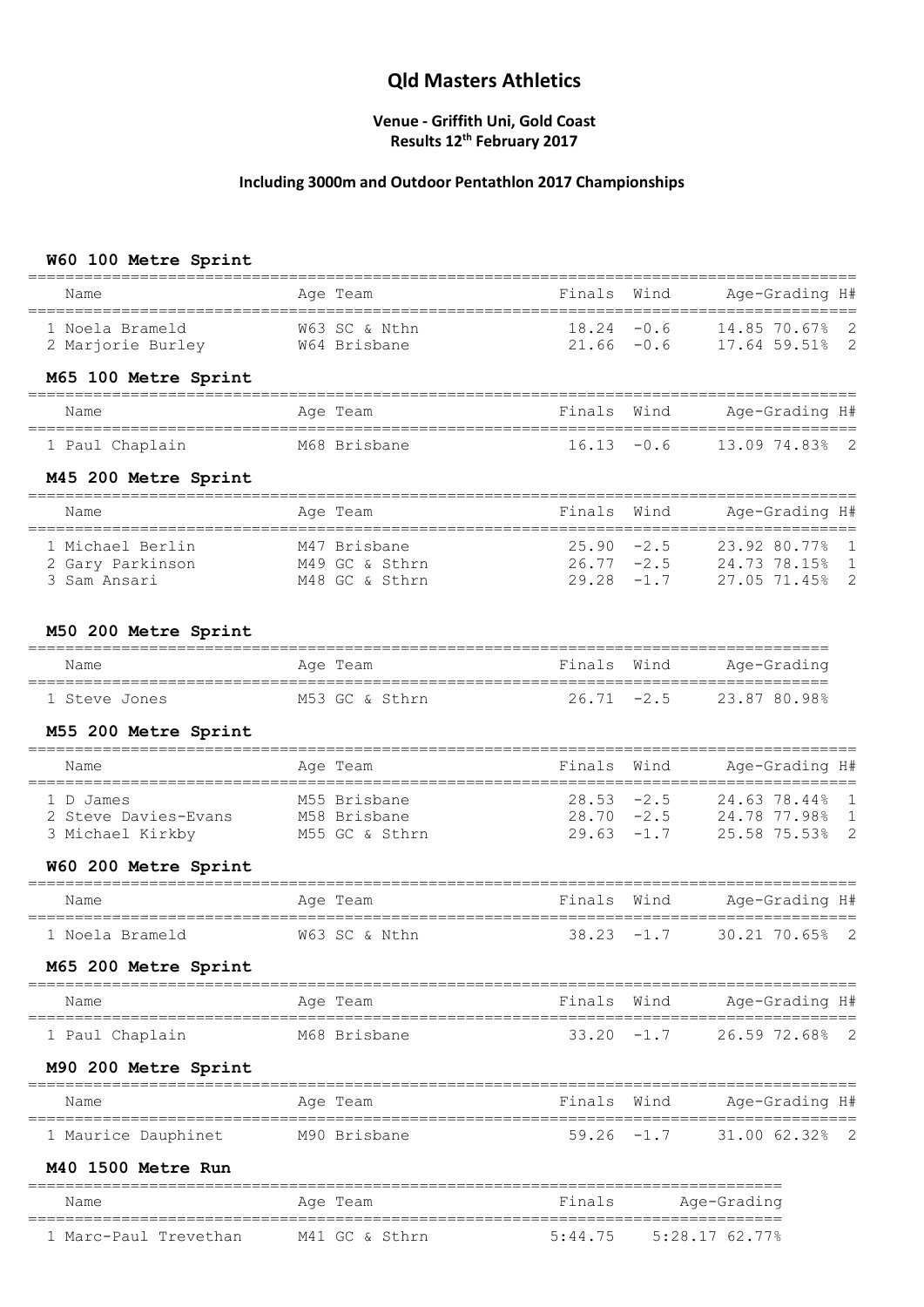# Qld Masters Athletics

**Venue - Griffith Uni, Gold Coast**
**Results 12th February 2017**

**Including 3000m and Outdoor Pentathlon 2017 Championships**

### W60 100 Metre Sprint

| Name | Age | Team | Finals | Wind | Age-Grading | | H# |
|---|---|---|---|---|---|---|---|
| 1 Noela Brameld | W63 | SC & Nthn | 18.24 | -0.6 | 14.85 | 70.67% | 2 |
| 2 Marjorie Burley | W64 | Brisbane | 21.66 | -0.6 | 17.64 | 59.51% | 2 |

### M65 100 Metre Sprint

| Name | Age | Team | Finals | Wind | Age-Grading | | H# |
|---|---|---|---|---|---|---|---|
| 1 Paul Chaplain | M68 | Brisbane | 16.13 | -0.6 | 13.09 | 74.83% | 2 |

### M45 200 Metre Sprint

| Name | Age | Team | Finals | Wind | Age-Grading | | H# |
|---|---|---|---|---|---|---|---|
| 1 Michael Berlin | M47 | Brisbane | 25.90 | -2.5 | 23.92 | 80.77% | 1 |
| 2 Gary Parkinson | M49 | GC & Sthrn | 26.77 | -2.5 | 24.73 | 78.15% | 1 |
| 3 Sam Ansari | M48 | GC & Sthrn | 29.28 | -1.7 | 27.05 | 71.45% | 2 |

### M50 200 Metre Sprint

| Name | Age | Team | Finals | Wind | Age-Grading | |
|---|---|---|---|---|---|---|
| 1 Steve Jones | M53 | GC & Sthrn | 26.71 | -2.5 | 23.87 | 80.98% |

### M55 200 Metre Sprint

| Name | Age | Team | Finals | Wind | Age-Grading | | H# |
|---|---|---|---|---|---|---|---|
| 1 D James | M55 | Brisbane | 28.53 | -2.5 | 24.63 | 78.44% | 1 |
| 2 Steve Davies-Evans | M58 | Brisbane | 28.70 | -2.5 | 24.78 | 77.98% | 1 |
| 3 Michael Kirkby | M55 | GC & Sthrn | 29.63 | -1.7 | 25.58 | 75.53% | 2 |

### W60 200 Metre Sprint

| Name | Age | Team | Finals | Wind | Age-Grading | | H# |
|---|---|---|---|---|---|---|---|
| 1 Noela Brameld | W63 | SC & Nthn | 38.23 | -1.7 | 30.21 | 70.65% | 2 |

### M65 200 Metre Sprint

| Name | Age | Team | Finals | Wind | Age-Grading | | H# |
|---|---|---|---|---|---|---|---|
| 1 Paul Chaplain | M68 | Brisbane | 33.20 | -1.7 | 26.59 | 72.68% | 2 |

### M90 200 Metre Sprint

| Name | Age | Team | Finals | Wind | Age-Grading | | H# |
|---|---|---|---|---|---|---|---|
| 1 Maurice Dauphinet | M90 | Brisbane | 59.26 | -1.7 | 31.00 | 62.32% | 2 |

### M40 1500 Metre Run

| Name | Age | Team | Finals | Age-Grading | |
|---|---|---|---|---|---|
| 1 Marc-Paul Trevethan | M41 | GC & Sthrn | 5:44.75 | 5:28.17 | 62.77% |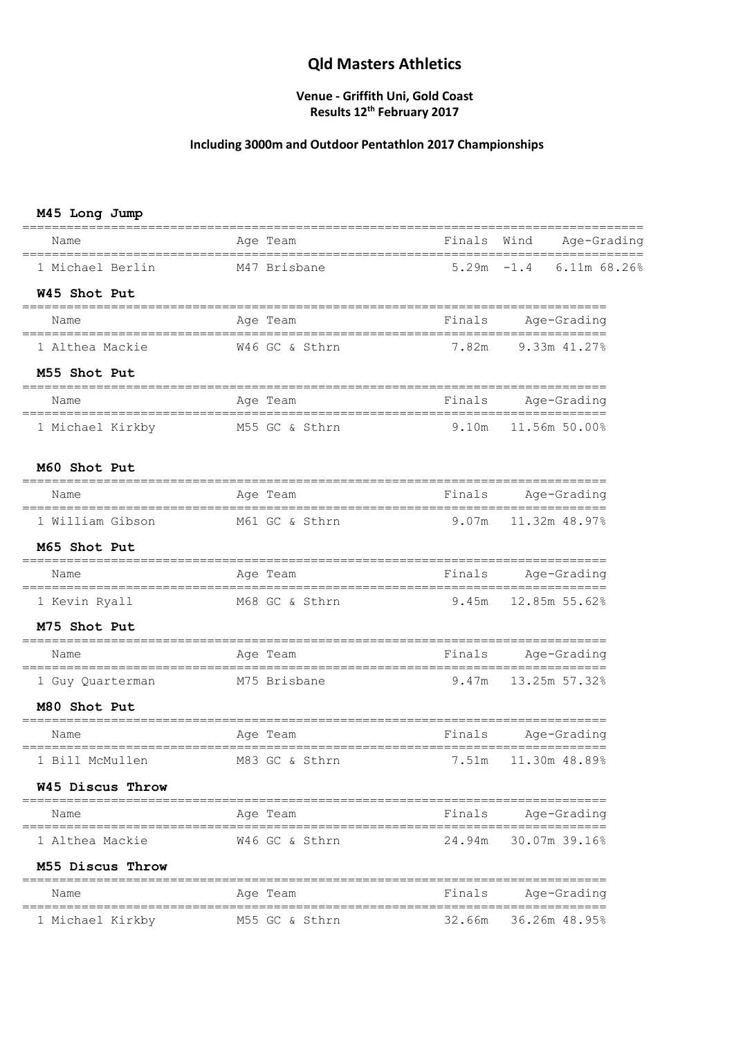# Qld Masters Athletics

**Venue - Griffith Uni, Gold Coast**
**Results 12th February 2017**

**Including 3000m and Outdoor Pentathlon 2017 Championships**

### M45 Long Jump

| Name | Age | Team | Finals | Wind | Age-Grading |
| --- | --- | --- | --- | --- | --- |
| 1 Michael Berlin | M47 | Brisbane | 5.29m | -1.4 | 6.11m 68.26% |

### W45 Shot Put

| Name | Age | Team | Finals | Age-Grading |
| --- | --- | --- | --- | --- |
| 1 Althea Mackie | W46 | GC & Sthrn | 7.82m | 9.33m 41.27% |

### M55 Shot Put

| Name | Age | Team | Finals | Age-Grading |
| --- | --- | --- | --- | --- |
| 1 Michael Kirkby | M55 | GC & Sthrn | 9.10m | 11.56m 50.00% |

### M60 Shot Put

| Name | Age | Team | Finals | Age-Grading |
| --- | --- | --- | --- | --- |
| 1 William Gibson | M61 | GC & Sthrn | 9.07m | 11.32m 48.97% |

### M65 Shot Put

| Name | Age | Team | Finals | Age-Grading |
| --- | --- | --- | --- | --- |
| 1 Kevin Ryall | M68 | GC & Sthrn | 9.45m | 12.85m 55.62% |

### M75 Shot Put

| Name | Age | Team | Finals | Age-Grading |
| --- | --- | --- | --- | --- |
| 1 Guy Quarterman | M75 | Brisbane | 9.47m | 13.25m 57.32% |

### M80 Shot Put

| Name | Age | Team | Finals | Age-Grading |
| --- | --- | --- | --- | --- |
| 1 Bill McMullen | M83 | GC & Sthrn | 7.51m | 11.30m 48.89% |

### W45 Discus Throw

| Name | Age | Team | Finals | Age-Grading |
| --- | --- | --- | --- | --- |
| 1 Althea Mackie | W46 | GC & Sthrn | 24.94m | 30.07m 39.16% |

### M55 Discus Throw

| Name | Age | Team | Finals | Age-Grading |
| --- | --- | --- | --- | --- |
| 1 Michael Kirkby | M55 | GC & Sthrn | 32.66m | 36.26m 48.95% |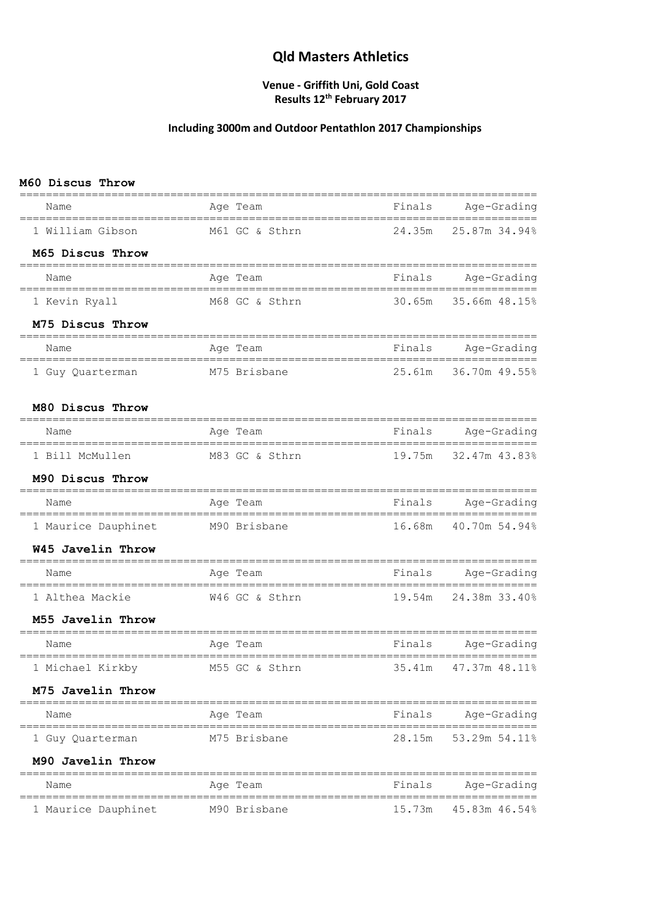# Qld Masters Athletics

**Venue - Griffith Uni, Gold Coast**
**Results 12th February 2017**

**Including 3000m and Outdoor Pentathlon 2017 Championships**

### M60 Discus Throw

| Name | Age | Team | Finals | Age-Grading |
|---|---|---|---|---|
| 1 William Gibson | M61 | GC & Sthrn | 24.35m | 25.87m 34.94% |

### M65 Discus Throw

| Name | Age | Team | Finals | Age-Grading |
|---|---|---|---|---|
| 1 Kevin Ryall | M68 | GC & Sthrn | 30.65m | 35.66m 48.15% |

### M75 Discus Throw

| Name | Age | Team | Finals | Age-Grading |
|---|---|---|---|---|
| 1 Guy Quarterman | M75 | Brisbane | 25.61m | 36.70m 49.55% |

### M80 Discus Throw

| Name | Age | Team | Finals | Age-Grading |
|---|---|---|---|---|
| 1 Bill McMullen | M83 | GC & Sthrn | 19.75m | 32.47m 43.83% |

### M90 Discus Throw

| Name | Age | Team | Finals | Age-Grading |
|---|---|---|---|---|
| 1 Maurice Dauphinet | M90 | Brisbane | 16.68m | 40.70m 54.94% |

### W45 Javelin Throw

| Name | Age | Team | Finals | Age-Grading |
|---|---|---|---|---|
| 1 Althea Mackie | W46 | GC & Sthrn | 19.54m | 24.38m 33.40% |

### M55 Javelin Throw

| Name | Age | Team | Finals | Age-Grading |
|---|---|---|---|---|
| 1 Michael Kirkby | M55 | GC & Sthrn | 35.41m | 47.37m 48.11% |

### M75 Javelin Throw

| Name | Age | Team | Finals | Age-Grading |
|---|---|---|---|---|
| 1 Guy Quarterman | M75 | Brisbane | 28.15m | 53.29m 54.11% |

### M90 Javelin Throw

| Name | Age | Team | Finals | Age-Grading |
|---|---|---|---|---|
| 1 Maurice Dauphinet | M90 | Brisbane | 15.73m | 45.83m 46.54% |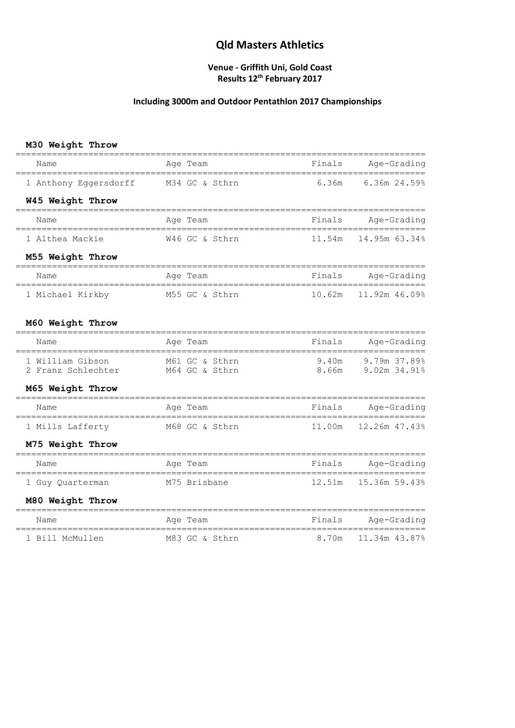# Qld Masters Athletics

**Venue - Griffith Uni, Gold Coast**
**Results 12th February 2017**

**Including 3000m and Outdoor Pentathlon 2017 Championships**

### M30 Weight Throw

| Name | Age | Team | Finals | Age-Grading |
|---|---|---|---|---|
| 1 Anthony Eggersdorff | M34 | GC & Sthrn | 6.36m | 6.36m 24.59% |

### W45 Weight Throw

| Name | Age | Team | Finals | Age-Grading |
|---|---|---|---|---|
| 1 Althea Mackie | W46 | GC & Sthrn | 11.54m | 14.95m 63.34% |

### M55 Weight Throw

| Name | Age | Team | Finals | Age-Grading |
|---|---|---|---|---|
| 1 Michael Kirkby | M55 | GC & Sthrn | 10.62m | 11.92m 46.09% |

### M60 Weight Throw

| Name | Age | Team | Finals | Age-Grading |
|---|---|---|---|---|
| 1 William Gibson | M61 | GC & Sthrn | 9.40m | 9.79m 37.89% |
| 2 Franz Schlechter | M64 | GC & Sthrn | 8.66m | 9.02m 34.91% |

### M65 Weight Throw

| Name | Age | Team | Finals | Age-Grading |
|---|---|---|---|---|
| 1 Mills Lafferty | M68 | GC & Sthrn | 11.00m | 12.26m 47.43% |

### M75 Weight Throw

| Name | Age | Team | Finals | Age-Grading |
|---|---|---|---|---|
| 1 Guy Quarterman | M75 | Brisbane | 12.51m | 15.36m 59.43% |

### M80 Weight Throw

| Name | Age | Team | Finals | Age-Grading |
|---|---|---|---|---|
| 1 Bill McMullen | M83 | GC & Sthrn | 8.70m | 11.34m 43.87% |